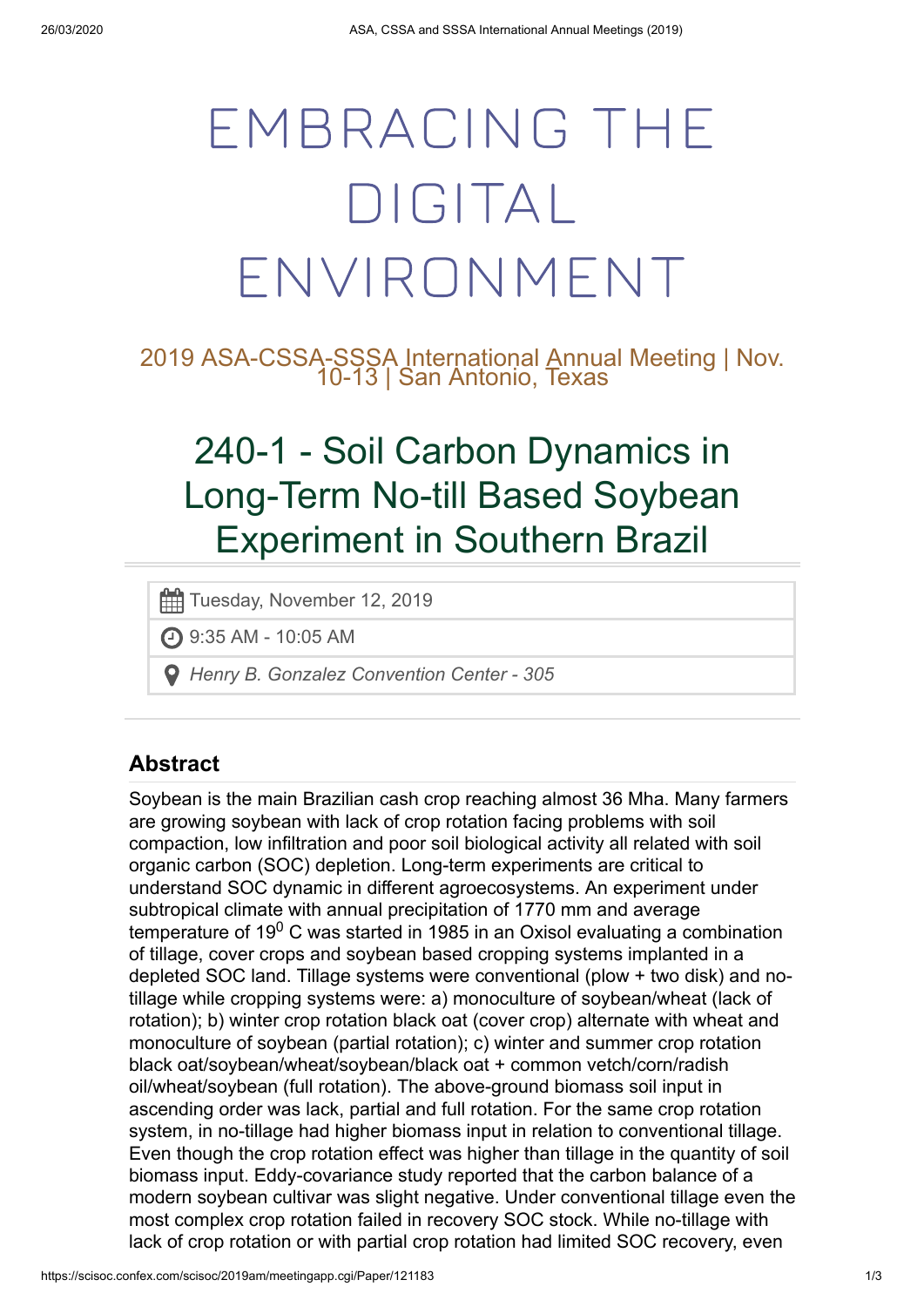# EMBRACING THE DIGITAL ENVIRONMENT

2019 ASA-CSSA-SSSA International Annual Meeting | Nov. 10-13 | San Antonio, Texas

## 240-1 - Soil Carbon Dynamics in Long-Term No-till Based Soybean Experiment in Southern Brazil

Tuesday, November 12, 2019

9:35 AM - 10:05 AM

*Henry B. Gonzalez Convention Center - 305*

### Abstract

Soybean is the main Brazilian cash crop reaching almost 36 Mha. Many farmers are growing soybean with lack of crop rotation facing problems with soil compaction, low infiltration and poor soil biological activity all related with soil organic carbon (SOC) depletion. Long-term experiments are critical to understand SOC dynamic in different agroecosystems. An experiment under subtropical climate with annual precipitation of 1770 mm and average temperature of $19^0$ C was started in 1985 in an Oxisol evaluating a combination of tillage, cover crops and soybean based cropping systems implanted in a depleted SOC land. Tillage systems were conventional (plow + two disk) and no-tillage while cropping systems were: a) monoculture of soybean/wheat (lack of rotation); b) winter crop rotation black oat (cover crop) alternate with wheat and monoculture of soybean (partial rotation); c) winter and summer crop rotation black oat/soybean/wheat/soybean/black oat + common vetch/corn/radish oil/wheat/soybean (full rotation). The above-ground biomass soil input in ascending order was lack, partial and full rotation. For the same crop rotation system, in no-tillage had higher biomass input in relation to conventional tillage. Even though the crop rotation effect was higher than tillage in the quantity of soil biomass input. Eddy-covariance study reported that the carbon balance of a modern soybean cultivar was slight negative. Under conventional tillage even the most complex crop rotation failed in recovery SOC stock. While no-tillage with lack of crop rotation or with partial crop rotation had limited SOC recovery, even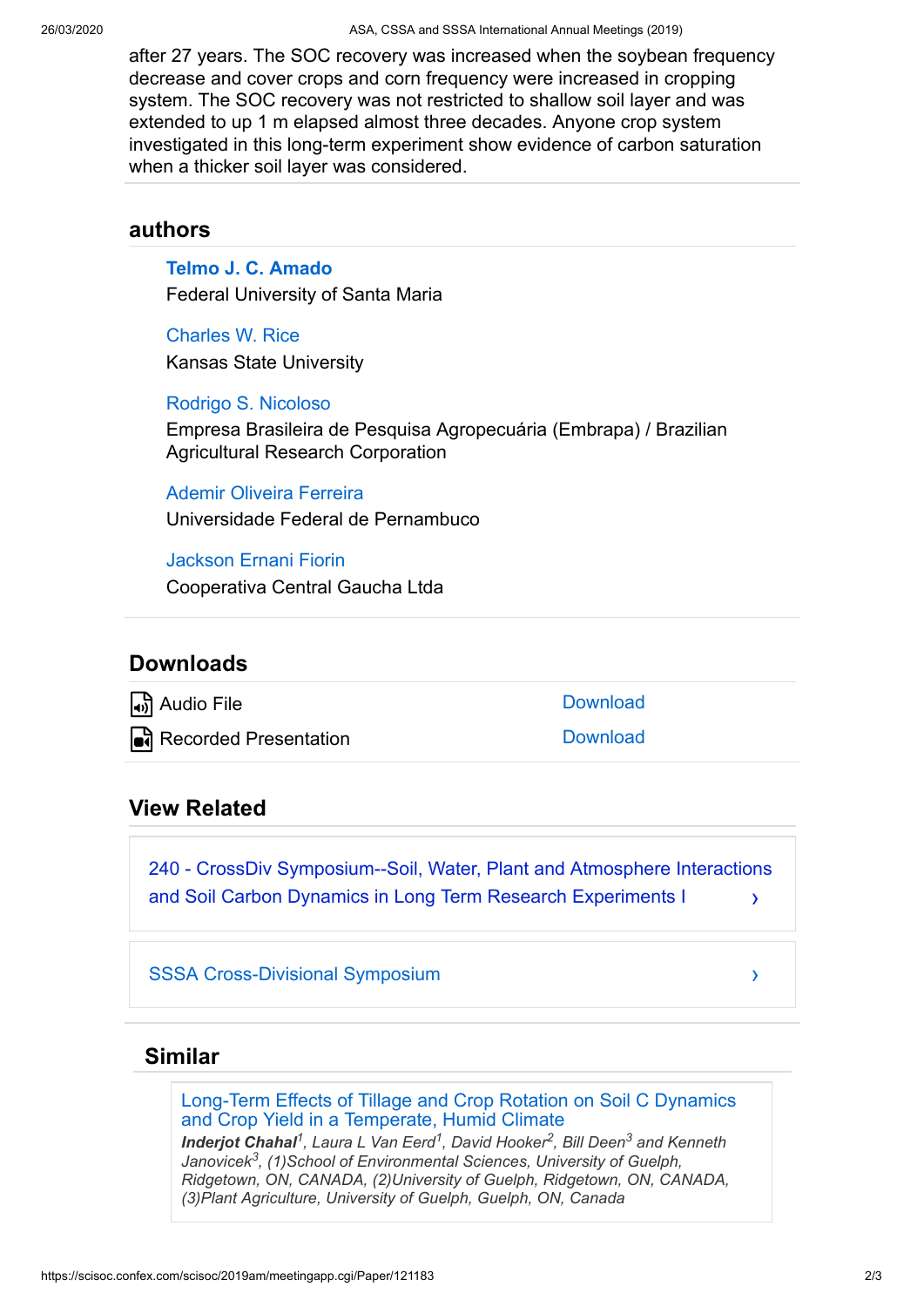after 27 years. The SOC recovery was increased when the soybean frequency decrease and cover crops and corn frequency were increased in cropping system. The SOC recovery was not restricted to shallow soil layer and was extended to up 1 m elapsed almost three decades. Anyone crop system investigated in this long-term experiment show evidence of carbon saturation when a thicker soil layer was considered.

## authors

**Telmo J. C. Amado**
Federal University of Santa Maria

Charles W. Rice
Kansas State University

Rodrigo S. Nicoloso
Empresa Brasileira de Pesquisa Agropecuária (Embrapa) / Brazilian Agricultural Research Corporation

Ademir Oliveira Ferreira
Universidade Federal de Pernambuco

Jackson Ernani Fiorin
Cooperativa Central Gaucha Ltda

## Downloads

| | |
|---|---|
| Audio File | Download |
| Recorded Presentation | Download |

## View Related

240 - CrossDiv Symposium--Soil, Water, Plant and Atmosphere Interactions and Soil Carbon Dynamics in Long Term Research Experiments I ›

SSSA Cross-Divisional Symposium ›

## Similar

Long-Term Effects of Tillage and Crop Rotation on Soil C Dynamics and Crop Yield in a Temperate, Humid Climate

***Inderjot Chahal**[1], Laura L Van Eerd[1], David Hooker[2], Bill Deen[3] and Kenneth Janovicek[3], (1)School of Environmental Sciences, University of Guelph, Ridgetown, ON, CANADA, (2)University of Guelph, Ridgetown, ON, CANADA, (3)Plant Agriculture, University of Guelph, Guelph, ON, Canada*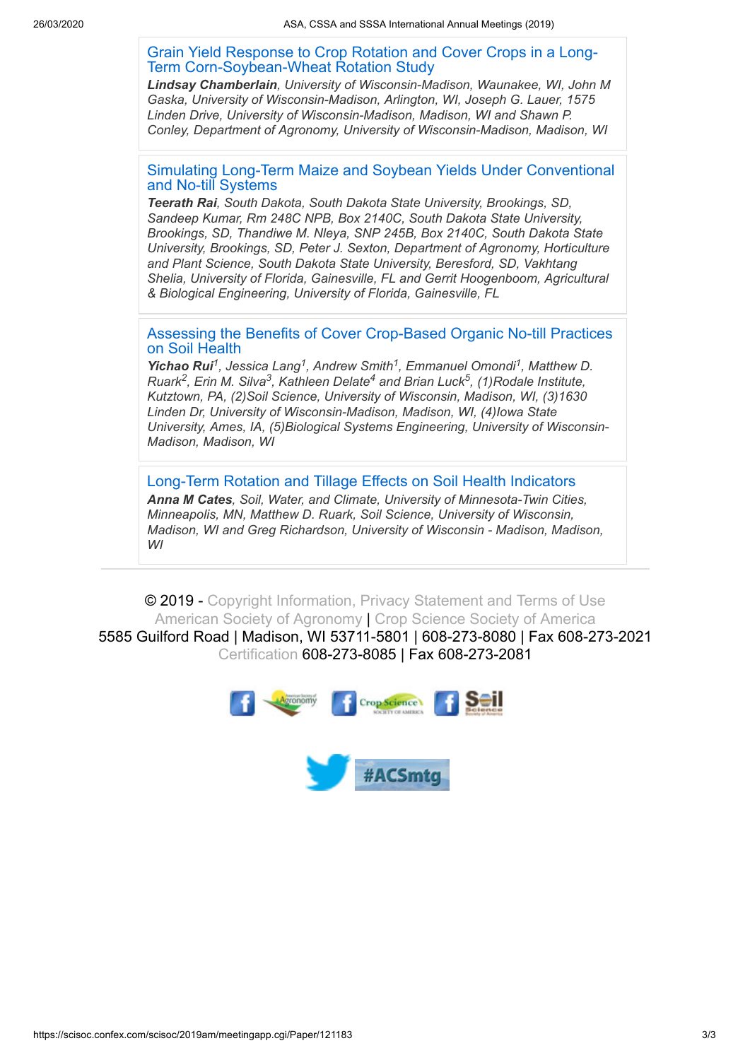### Grain Yield Response to Crop Rotation and Cover Crops in a Long-Term Corn-Soybean-Wheat Rotation Study

***Lindsay Chamberlain**, University of Wisconsin-Madison, Waunakee, WI, John M Gaska, University of Wisconsin-Madison, Arlington, WI, Joseph G. Lauer, 1575 Linden Drive, University of Wisconsin-Madison, Madison, WI and Shawn P. Conley, Department of Agronomy, University of Wisconsin-Madison, Madison, WI*

### Simulating Long-Term Maize and Soybean Yields Under Conventional and No-till Systems

***Teerath Rai**, South Dakota, South Dakota State University, Brookings, SD, Sandeep Kumar, Rm 248C NPB, Box 2140C, South Dakota State University, Brookings, SD, Thandiwe M. Nleya, SNP 245B, Box 2140C, South Dakota State University, Brookings, SD, Peter J. Sexton, Department of Agronomy, Horticulture and Plant Science, South Dakota State University, Beresford, SD, Vakhtang Shelia, University of Florida, Gainesville, FL and Gerrit Hoogenboom, Agricultural & Biological Engineering, University of Florida, Gainesville, FL*

### Assessing the Benefits of Cover Crop-Based Organic No-till Practices on Soil Health

***Yichao Rui**[1], Jessica Lang[1], Andrew Smith[1], Emmanuel Omondi[1], Matthew D. Ruark[2], Erin M. Silva[3], Kathleen Delate[4] and Brian Luck[5], (1)Rodale Institute, Kutztown, PA, (2)Soil Science, University of Wisconsin, Madison, WI, (3)1630 Linden Dr, University of Wisconsin-Madison, Madison, WI, (4)Iowa State University, Ames, IA, (5)Biological Systems Engineering, University of Wisconsin-Madison, Madison, WI*

### Long-Term Rotation and Tillage Effects on Soil Health Indicators

***Anna M Cates**, Soil, Water, and Climate, University of Minnesota-Twin Cities, Minneapolis, MN, Matthew D. Ruark, Soil Science, University of Wisconsin, Madison, WI and Greg Richardson, University of Wisconsin - Madison, Madison, WI*

---

© 2019 - Copyright Information, Privacy Statement and Terms of Use
American Society of Agronomy | Crop Science Society of America
5585 Guilford Road | Madison, WI 53711-5801 | 608-273-8080 | Fax 608-273-2021
Certification 608-273-8085 | Fax 608-273-2081

#ACSmtg